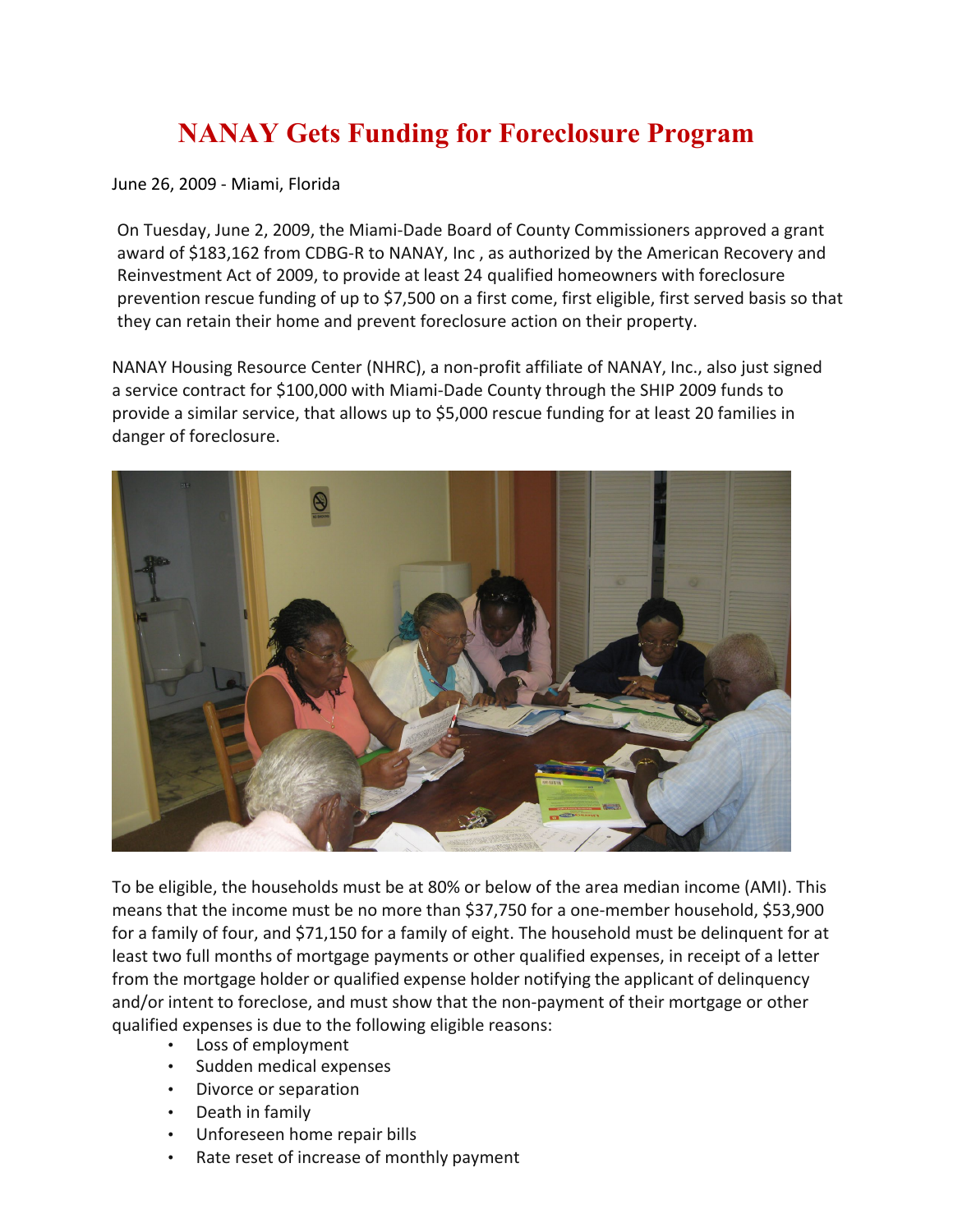# NANAY Gets Funding for Foreclosure Program

June 26, 2009 - Miami, Florida

On Tuesday, June 2, 2009, the Miami-Dade Board of County Commissioners approved a grant award of $183,162 from CDBG-R to NANAY, Inc , as authorized by the American Recovery and Reinvestment Act of 2009, to provide at least 24 qualified homeowners with foreclosure prevention rescue funding of up to $7,500 on a first come, first eligible, first served basis so that they can retain their home and prevent foreclosure action on their property.

NANAY Housing Resource Center (NHRC), a non-profit affiliate of NANAY, Inc., also just signed a service contract for $100,000 with Miami-Dade County through the SHIP 2009 funds to provide a similar service, that allows up to $5,000 rescue funding for at least 20 families in danger of foreclosure.

To be eligible, the households must be at 80% or below of the area median income (AMI). This means that the income must be no more than $37,750 for a one-member household, $53,900 for a family of four, and $71,150 for a family of eight. The household must be delinquent for at least two full months of mortgage payments or other qualified expenses, in receipt of a letter from the mortgage holder or qualified expense holder notifying the applicant of delinquency and/or intent to foreclose, and must show that the non-payment of their mortgage or other qualified expenses is due to the following eligible reasons:

- Loss of employment
- Sudden medical expenses
- Divorce or separation
- Death in family
- Unforeseen home repair bills
- Rate reset of increase of monthly payment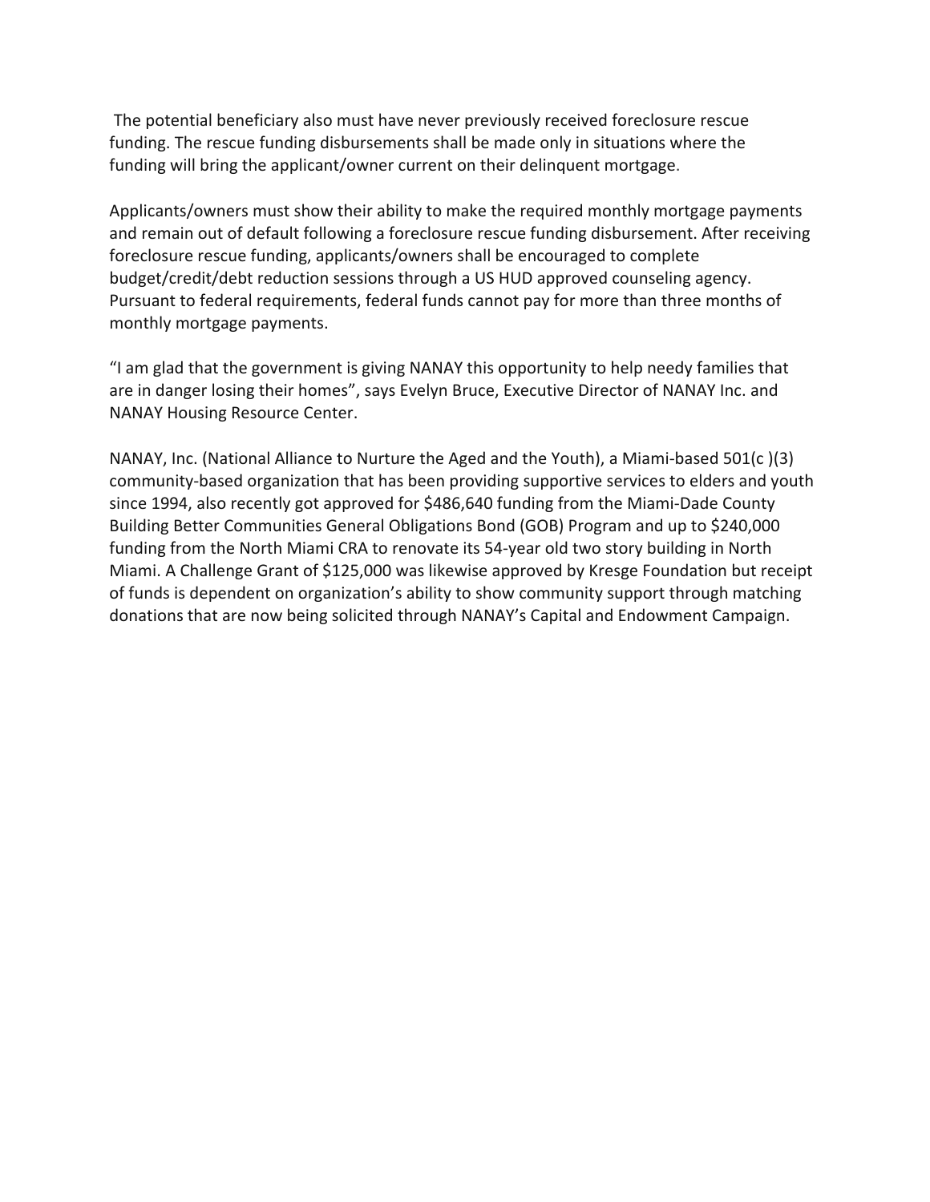The potential beneficiary also must have never previously received foreclosure rescue funding. The rescue funding disbursements shall be made only in situations where the funding will bring the applicant/owner current on their delinquent mortgage.

Applicants/owners must show their ability to make the required monthly mortgage payments and remain out of default following a foreclosure rescue funding disbursement. After receiving foreclosure rescue funding, applicants/owners shall be encouraged to complete budget/credit/debt reduction sessions through a US HUD approved counseling agency. Pursuant to federal requirements, federal funds cannot pay for more than three months of monthly mortgage payments.

"I am glad that the government is giving NANAY this opportunity to help needy families that are in danger losing their homes", says Evelyn Bruce, Executive Director of NANAY Inc. and NANAY Housing Resource Center.

NANAY, Inc. (National Alliance to Nurture the Aged and the Youth), a Miami-based 501(c )(3) community-based organization that has been providing supportive services to elders and youth since 1994, also recently got approved for $486,640 funding from the Miami-Dade County Building Better Communities General Obligations Bond (GOB) Program and up to $240,000 funding from the North Miami CRA to renovate its 54-year old two story building in North Miami. A Challenge Grant of $125,000 was likewise approved by Kresge Foundation but receipt of funds is dependent on organization's ability to show community support through matching donations that are now being solicited through NANAY's Capital and Endowment Campaign.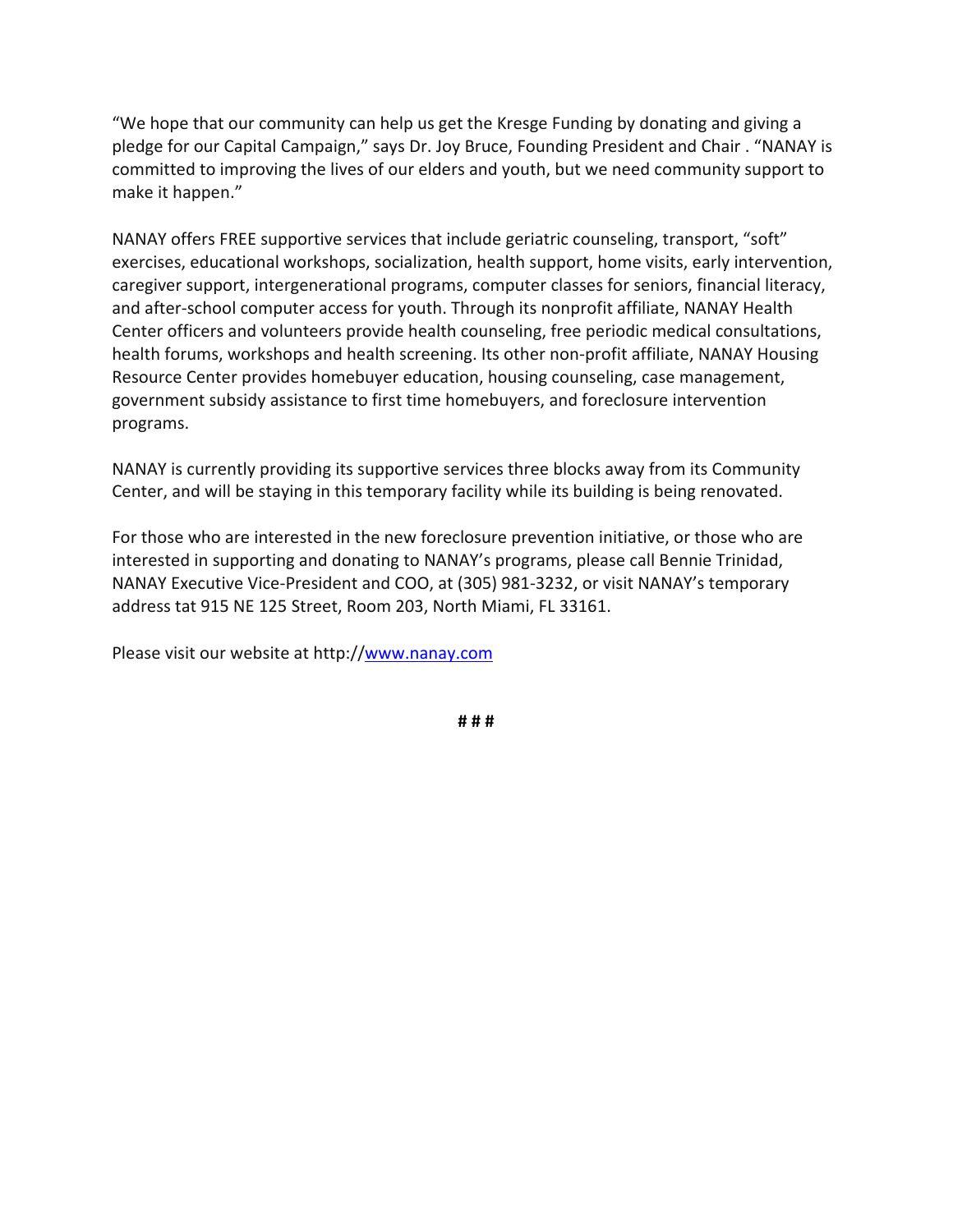"We hope that our community can help us get the Kresge Funding by donating and giving a pledge for our Capital Campaign," says Dr. Joy Bruce, Founding President and Chair . "NANAY is committed to improving the lives of our elders and youth, but we need community support to make it happen."

NANAY offers FREE supportive services that include geriatric counseling, transport, "soft" exercises, educational workshops, socialization, health support, home visits, early intervention, caregiver support, intergenerational programs, computer classes for seniors, financial literacy, and after-school computer access for youth. Through its nonprofit affiliate, NANAY Health Center officers and volunteers provide health counseling, free periodic medical consultations, health forums, workshops and health screening. Its other non-profit affiliate, NANAY Housing Resource Center provides homebuyer education, housing counseling, case management, government subsidy assistance to first time homebuyers, and foreclosure intervention programs.

NANAY is currently providing its supportive services three blocks away from its Community Center, and will be staying in this temporary facility while its building is being renovated.

For those who are interested in the new foreclosure prevention initiative, or those who are interested in supporting and donating to NANAY's programs, please call Bennie Trinidad, NANAY Executive Vice-President and COO, at (305) 981-3232, or visit NANAY's temporary address tat 915 NE 125 Street, Room 203, North Miami, FL 33161.

Please visit our website at http://www.nanay.com

# # #